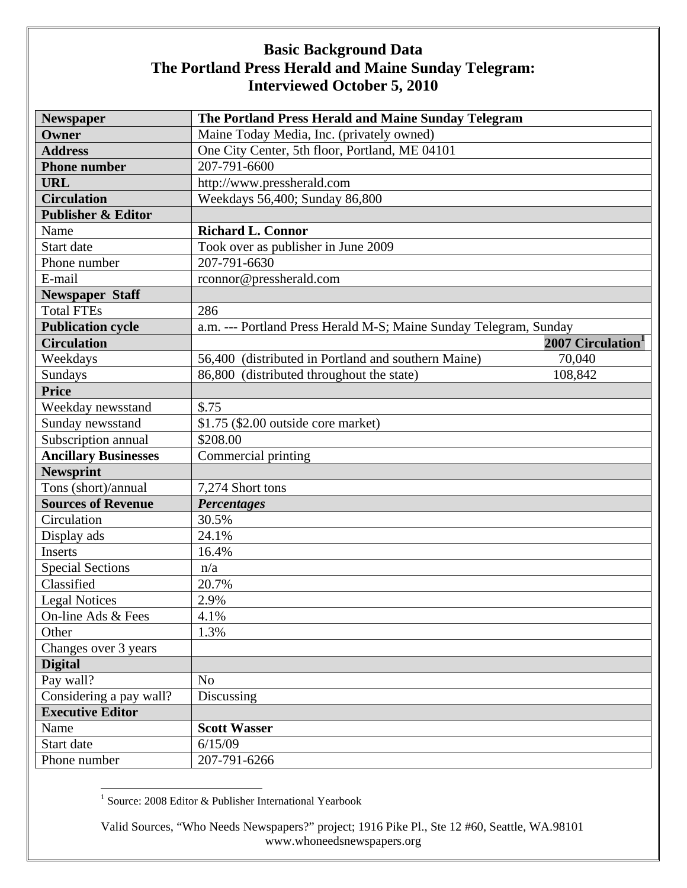# Basic Background Data
# The Portland Press Herald and Maine Sunday Telegram: Interviewed October 5, 2010

| **Newspaper** | **The Portland Press Herald and Maine Sunday Telegram** | |
|---|---|---|
| **Owner** | Maine Today Media, Inc. (privately owned) | |
| **Address** | One City Center, 5th floor, Portland, ME 04101 | |
| **Phone number** | 207-791-6600 | |
| **URL** | http://www.pressherald.com | |
| **Circulation** | Weekdays 56,400; Sunday 86,800 | |
| **Publisher & Editor** | | |
| Name | **Richard L. Connor** | |
| Start date | Took over as publisher in June 2009 | |
| Phone number | 207-791-6630 | |
| E-mail | rconnor@pressherald.com | |
| **Newspaper Staff** | | |
| Total FTEs | 286 | |
| **Publication cycle** | a.m. --- Portland Press Herald M-S; Maine Sunday Telegram, Sunday | |
| **Circulation** | | **2007 Circulation**[1] |
| Weekdays | 56,400 (distributed in Portland and southern Maine) | 70,040 |
| Sundays | 86,800 (distributed throughout the state) | 108,842 |
| **Price** | | |
| Weekday newsstand | $.75 | |
| Sunday newsstand | $1.75 ($2.00 outside core market) | |
| Subscription annual | $208.00 | |
| **Ancillary Businesses** | Commercial printing | |
| **Newsprint** | | |
| Tons (short)/annual | 7,274 Short tons | |
| **Sources of Revenue** | ***Percentages*** | |
| Circulation | 30.5% | |
| Display ads | 24.1% | |
| Inserts | 16.4% | |
| Special Sections | n/a | |
| Classified | 20.7% | |
| Legal Notices | 2.9% | |
| On-line Ads & Fees | 4.1% | |
| Other | 1.3% | |
| Changes over 3 years | | |
| **Digital** | | |
| Pay wall? | No | |
| Considering a pay wall? | Discussing | |
| **Executive Editor** | | |
| Name | **Scott Wasser** | |
| Start date | 6/15/09 | |
| Phone number | 207-791-6266 | |

[1] Source: 2008 Editor & Publisher International Yearbook

Valid Sources, "Who Needs Newspapers?" project; 1916 Pike Pl., Ste 12 #60, Seattle, WA.98101
www.whoneedsnewspapers.org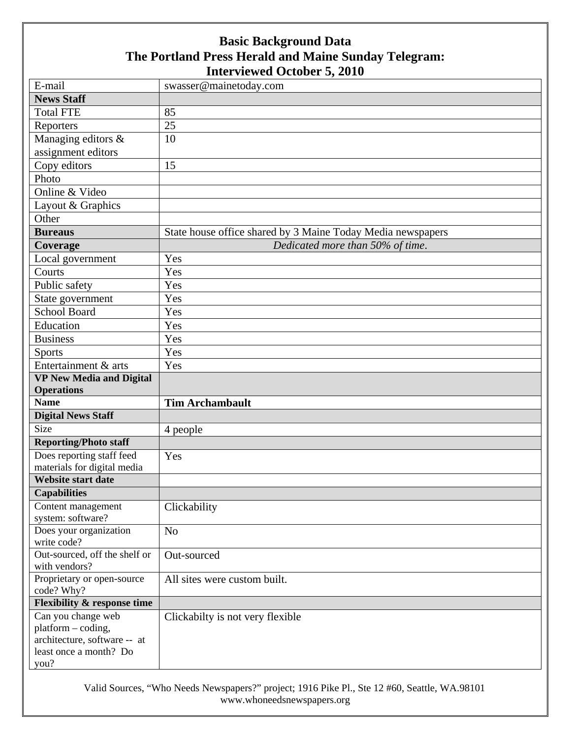# Basic Background Data
## The Portland Press Herald and Maine Sunday Telegram:
## Interviewed October 5, 2010

| E-mail | swasser@mainetoday.com |
|---|---|
| **News Staff** | |
| Total FTE | 85 |
| Reporters | 25 |
| Managing editors & assignment editors | 10 |
| Copy editors | 15 |
| Photo | |
| Online & Video | |
| Layout & Graphics | |
| Other | |
| **Bureaus** | State house office shared by 3 Maine Today Media newspapers |
| **Coverage** | *Dedicated more than 50% of time.* |
| Local government | Yes |
| Courts | Yes |
| Public safety | Yes |
| State government | Yes |
| School Board | Yes |
| Education | Yes |
| Business | Yes |
| Sports | Yes |
| Entertainment & arts | Yes |
| **VP New Media and Digital Operations** | |
| **Name** | **Tim Archambault** |
| **Digital News Staff** | |
| Size | 4 people |
| **Reporting/Photo staff** | |
| Does reporting staff feed materials for digital media | Yes |
| **Website start date** | |
| **Capabilities** | |
| Content management system: software? | Clickability |
| Does your organization write code? | No |
| Out-sourced, off the shelf or with vendors? | Out-sourced |
| Proprietary or open-source code? Why? | All sites were custom built. |
| **Flexibility & response time** | |
| Can you change web platform – coding, architecture, software -- at least once a month? Do you? | Clickabilty is not very flexible |

Valid Sources, "Who Needs Newspapers?" project; 1916 Pike Pl., Ste 12 #60, Seattle, WA.98101
www.whoneedsnewspapers.org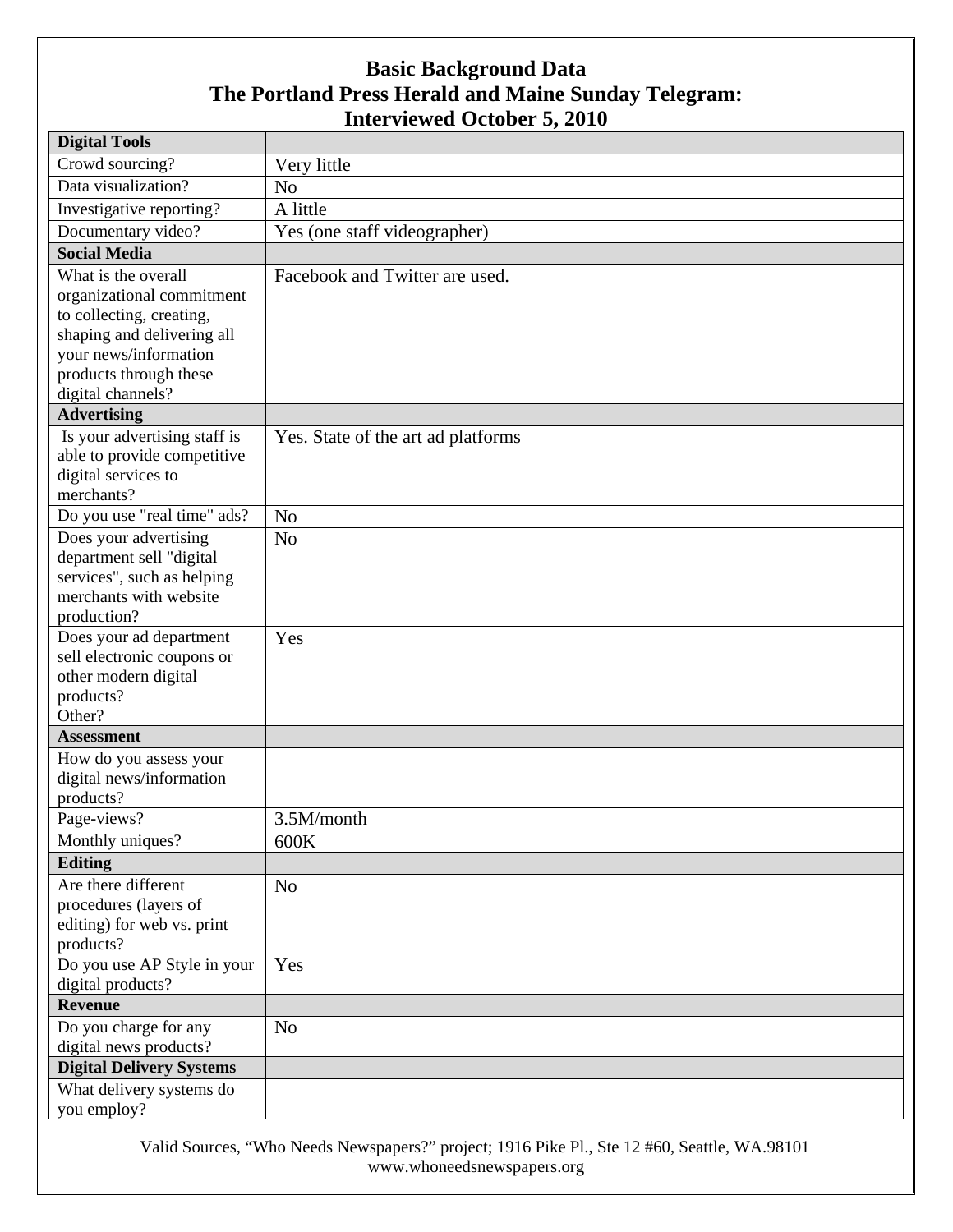# Basic Background Data
## The Portland Press Herald and Maine Sunday Telegram: Interviewed October 5, 2010

| **Digital Tools** | |
|---|---|
| Crowd sourcing? | Very little |
| Data visualization? | No |
| Investigative reporting? | A little |
| Documentary video? | Yes (one staff videographer) |
| **Social Media** | |
| What is the overall organizational commitment to collecting, creating, shaping and delivering all your news/information products through these digital channels? | Facebook and Twitter are used. |
| **Advertising** | |
| Is your advertising staff is able to provide competitive digital services to merchants? | Yes. State of the art ad platforms |
| Do you use "real time" ads? | No |
| Does your advertising department sell "digital services", such as helping merchants with website production? | No |
| Does your ad department sell electronic coupons or other modern digital products? Other? | Yes |
| **Assessment** | |
| How do you assess your digital news/information products? | |
| Page-views? | 3.5M/month |
| Monthly uniques? | 600K |
| **Editing** | |
| Are there different procedures (layers of editing) for web vs. print products? | No |
| Do you use AP Style in your digital products? | Yes |
| **Revenue** | |
| Do you charge for any digital news products? | No |
| **Digital Delivery Systems** | |
| What delivery systems do you employ? | |

Valid Sources, "Who Needs Newspapers?" project; 1916 Pike Pl., Ste 12 #60, Seattle, WA.98101
www.whoneedsnewspapers.org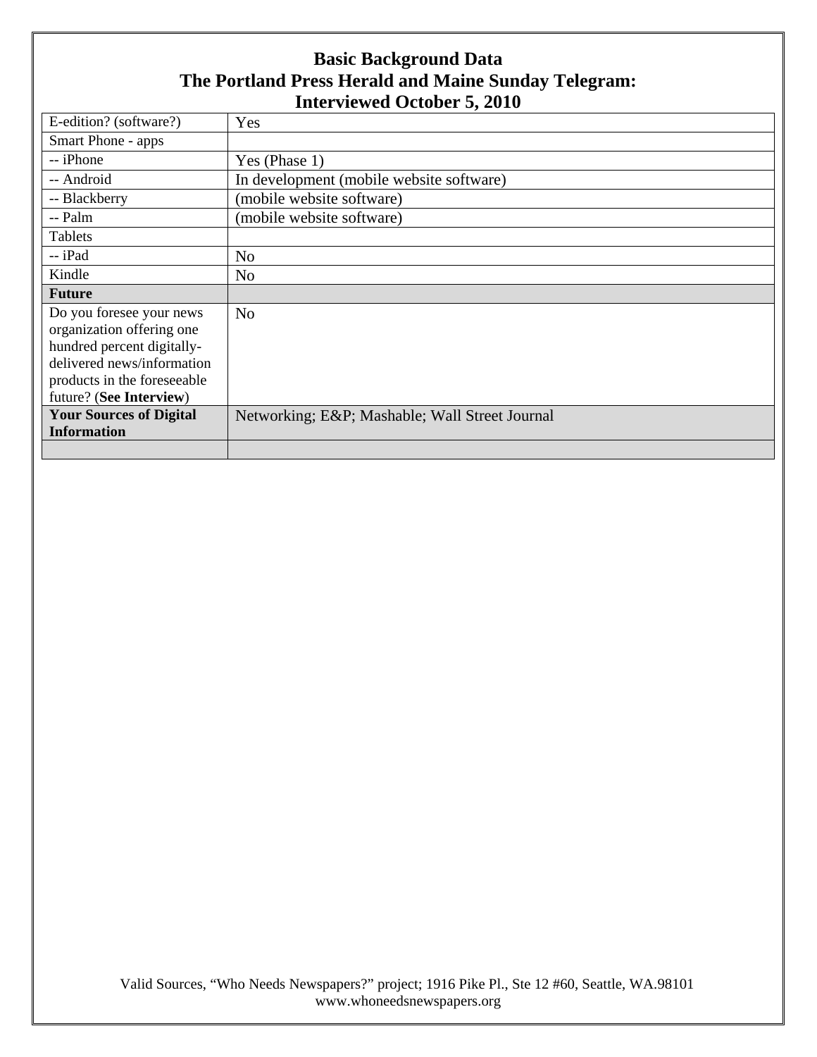# Basic Background Data
## The Portland Press Herald and Maine Sunday Telegram:
## Interviewed October 5, 2010

| | |
|---|---|
| E-edition? (software?) | Yes |
| Smart Phone - apps | |
| -- iPhone | Yes (Phase 1) |
| -- Android | In development (mobile website software) |
| -- Blackberry | (mobile website software) |
| -- Palm | (mobile website software) |
| Tablets | |
| -- iPad | No |
| Kindle | No |
| **Future** | |
| Do you foresee your news organization offering one hundred percent digitally-delivered news/information products in the foreseeable future? (**See Interview**) | No |
| **Your Sources of Digital Information** | Networking; E&P; Mashable; Wall Street Journal |
| | |

Valid Sources, "Who Needs Newspapers?" project; 1916 Pike Pl., Ste 12 #60, Seattle, WA.98101
www.whoneedsnewspapers.org